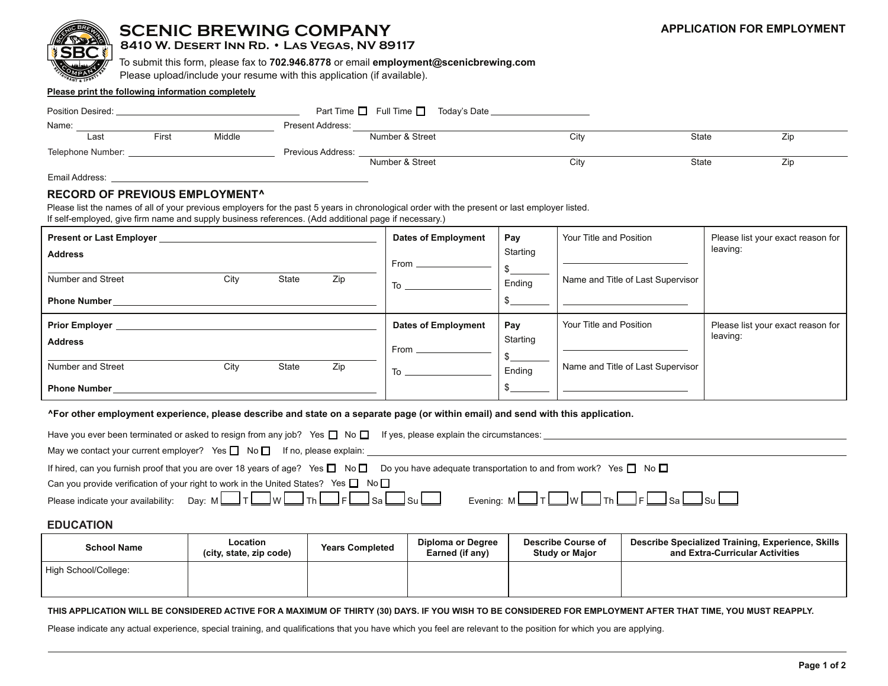# SCENIC BREWING COMPANY

**8410 W. Desert Inn Rd. • Las Vegas, NV 89117**

To submit this form, please fax to **702.946.8778** or email **employment@scenicbrewing.com**
Please upload/include your resume with this application (if available).

**APPLICATION FOR EMPLOYMENT**

**Please print the following information completely**

Position Desired: ______________________ Part Time ☐ Full Time ☐ Today's Date ______________

Name: ______________________ (Last, First, Middle)

Present Address: ______________________ (Number & Street, City, State, Zip)

Telephone Number: ______________________

Previous Address: ______________________ (Number & Street, City, State, Zip)

Email Address: ______________________

## RECORD OF PREVIOUS EMPLOYMENT^

Please list the names of all of your previous employers for the past 5 years in chronological order with the present or last employer listed.
If self-employed, give firm name and supply business references. (Add additional page if necessary.)

| Employer | Dates of Employment | Pay | Your Title and Position | Please list your exact reason for leaving: |
|---|---|---|---|---|
| **Present or Last Employer** ______<br>**Address** ______<br>Number and Street, City, State, Zip<br>**Phone Number** ______ | From ______<br>To ______ | Starting $ ______<br>Ending $ ______ | ______<br>Name and Title of Last Supervisor<br>______ | |
| **Prior Employer** ______<br>**Address** ______<br>Number and Street, City, State, Zip<br>**Phone Number** ______ | From ______<br>To ______ | Starting $ ______<br>Ending $ ______ | ______<br>Name and Title of Last Supervisor<br>______ | |

**^For other employment experience, please describe and state on a separate page (or within email) and send with this application.**

Have you ever been terminated or asked to resign from any job? Yes ☐ No ☐ If yes, please explain the circumstances: ______________________

May we contact your current employer? Yes ☐ No ☐ If no, please explain: ______________________

If hired, can you furnish proof that you are over 18 years of age? Yes ☐ No ☐ Do you have adequate transportation to and from work? Yes ☐ No ☐

Can you provide verification of your right to work in the United States? Yes ☐ No ☐

Please indicate your availability: Day: M ___ T ___ W ___ Th ___ F ___ Sa ___ Su ___ Evening: M ___ T ___ W ___ Th ___ F ___ Sa ___ Su ___

## EDUCATION

| School Name | Location (city, state, zip code) | Years Completed | Diploma or Degree Earned (if any) | Describe Course of Study or Major | Describe Specialized Training, Experience, Skills and Extra-Curricular Activities |
|---|---|---|---|---|---|
| High School/College: | | | | | |

**THIS APPLICATION WILL BE CONSIDERED ACTIVE FOR A MAXIMUM OF THIRTY (30) DAYS. IF YOU WISH TO BE CONSIDERED FOR EMPLOYMENT AFTER THAT TIME, YOU MUST REAPPLY.**

Please indicate any actual experience, special training, and qualifications that you have which you feel are relevant to the position for which you are applying.

______________________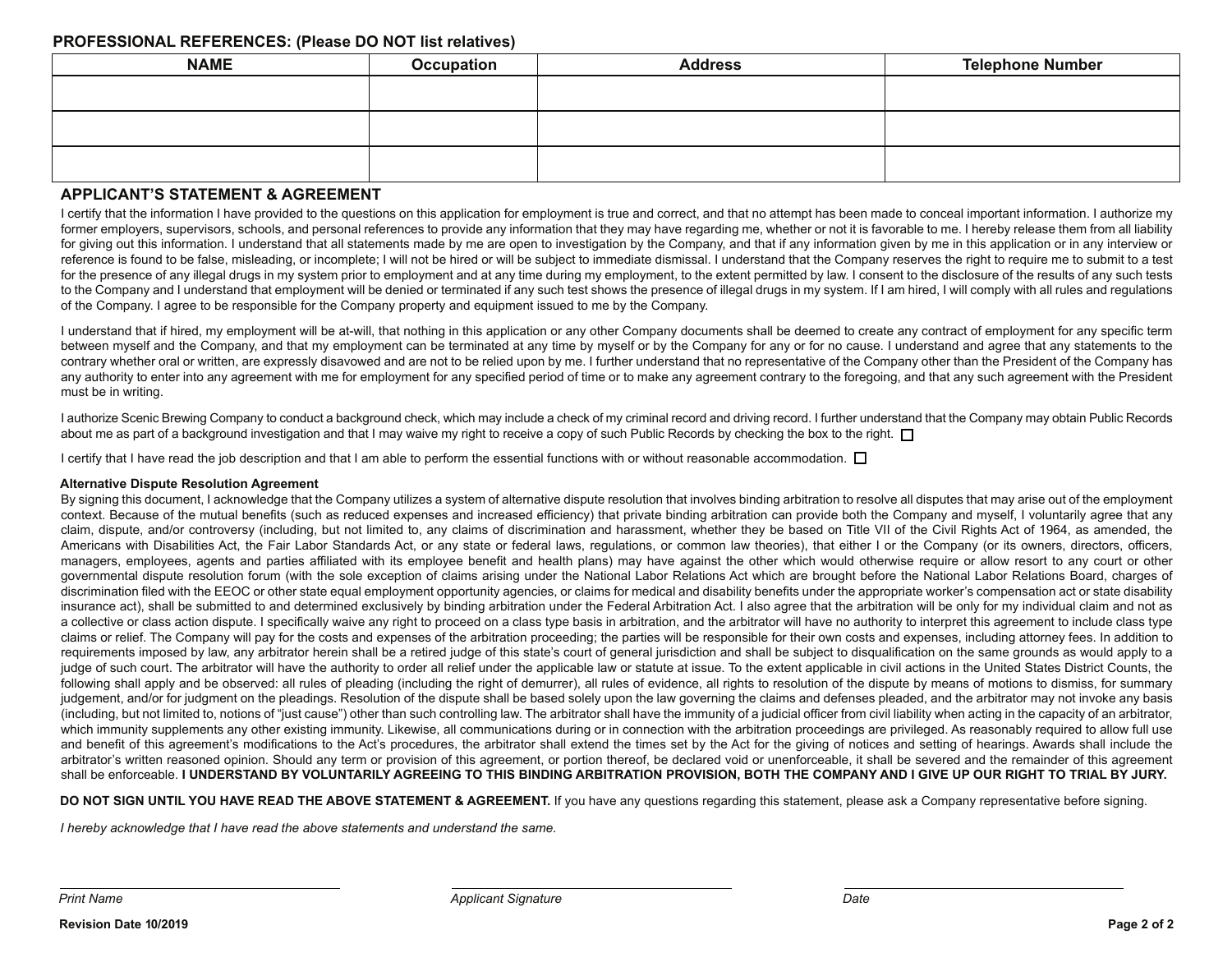## PROFESSIONAL REFERENCES: (Please DO NOT list relatives)

| NAME | Occupation | Address | Telephone Number |
|---|---|---|---|
| | | | |
| | | | |
| | | | |

## APPLICANT'S STATEMENT & AGREEMENT

I certify that the information I have provided to the questions on this application for employment is true and correct, and that no attempt has been made to conceal important information. I authorize my former employers, supervisors, schools, and personal references to provide any information that they may have regarding me, whether or not it is favorable to me. I hereby release them from all liability for giving out this information. I understand that all statements made by me are open to investigation by the Company, and that if any information given by me in this application or in any interview or reference is found to be false, misleading, or incomplete; I will not be hired or will be subject to immediate dismissal. I understand that the Company reserves the right to require me to submit to a test for the presence of any illegal drugs in my system prior to employment and at any time during my employment, to the extent permitted by law. I consent to the disclosure of the results of any such tests to the Company and I understand that employment will be denied or terminated if any such test shows the presence of illegal drugs in my system. If I am hired, I will comply with all rules and regulations of the Company. I agree to be responsible for the Company property and equipment issued to me by the Company.

I understand that if hired, my employment will be at-will, that nothing in this application or any other Company documents shall be deemed to create any contract of employment for any specific term between myself and the Company, and that my employment can be terminated at any time by myself or by the Company for any or for no cause. I understand and agree that any statements to the contrary whether oral or written, are expressly disavowed and are not to be relied upon by me. I further understand that no representative of the Company other than the President of the Company has any authority to enter into any agreement with me for employment for any specified period of time or to make any agreement contrary to the foregoing, and that any such agreement with the President must be in writing.

I authorize Scenic Brewing Company to conduct a background check, which may include a check of my criminal record and driving record. I further understand that the Company may obtain Public Records about me as part of a background investigation and that I may waive my right to receive a copy of such Public Records by checking the box to the right. ☐

I certify that I have read the job description and that I am able to perform the essential functions with or without reasonable accommodation. ☐

### Alternative Dispute Resolution Agreement

By signing this document, I acknowledge that the Company utilizes a system of alternative dispute resolution that involves binding arbitration to resolve all disputes that may arise out of the employment context. Because of the mutual benefits (such as reduced expenses and increased efficiency) that private binding arbitration can provide both the Company and myself, I voluntarily agree that any claim, dispute, and/or controversy (including, but not limited to, any claims of discrimination and harassment, whether they be based on Title VII of the Civil Rights Act of 1964, as amended, the Americans with Disabilities Act, the Fair Labor Standards Act, or any state or federal laws, regulations, or common law theories), that either I or the Company (or its owners, directors, officers, managers, employees, agents and parties affiliated with its employee benefit and health plans) may have against the other which would otherwise require or allow resort to any court or other governmental dispute resolution forum (with the sole exception of claims arising under the National Labor Relations Act which are brought before the National Labor Relations Board, charges of discrimination filed with the EEOC or other state equal employment opportunity agencies, or claims for medical and disability benefits under the appropriate worker's compensation act or state disability insurance act), shall be submitted to and determined exclusively by binding arbitration under the Federal Arbitration Act. I also agree that the arbitration will be only for my individual claim and not as a collective or class action dispute. I specifically waive any right to proceed on a class type basis in arbitration, and the arbitrator will have no authority to interpret this agreement to include class type claims or relief. The Company will pay for the costs and expenses of the arbitration proceeding; the parties will be responsible for their own costs and expenses, including attorney fees. In addition to requirements imposed by law, any arbitrator herein shall be a retired judge of this state's court of general jurisdiction and shall be subject to disqualification on the same grounds as would apply to a judge of such court. The arbitrator will have the authority to order all relief under the applicable law or statute at issue. To the extent applicable in civil actions in the United States District Counts, the following shall apply and be observed: all rules of pleading (including the right of demurrer), all rules of evidence, all rights to resolution of the dispute by means of motions to dismiss, for summary judgement, and/or for judgment on the pleadings. Resolution of the dispute shall be based solely upon the law governing the claims and defenses pleaded, and the arbitrator may not invoke any basis (including, but not limited to, notions of "just cause") other than such controlling law. The arbitrator shall have the immunity of a judicial officer from civil liability when acting in the capacity of an arbitrator, which immunity supplements any other existing immunity. Likewise, all communications during or in connection with the arbitration proceedings are privileged. As reasonably required to allow full use and benefit of this agreement's modifications to the Act's procedures, the arbitrator shall extend the times set by the Act for the giving of notices and setting of hearings. Awards shall include the arbitrator's written reasoned opinion. Should any term or provision of this agreement, or portion thereof, be declared void or unenforceable, it shall be severed and the remainder of this agreement shall be enforceable. **I UNDERSTAND BY VOLUNTARILY AGREEING TO THIS BINDING ARBITRATION PROVISION, BOTH THE COMPANY AND I GIVE UP OUR RIGHT TO TRIAL BY JURY.**

**DO NOT SIGN UNTIL YOU HAVE READ THE ABOVE STATEMENT & AGREEMENT.** If you have any questions regarding this statement, please ask a Company representative before signing.

*I hereby acknowledge that I have read the above statements and understand the same.*

______________________________ ______________________________ ______________________________

*Print Name* *Applicant Signature* *Date*

**Revision Date 10/2019**